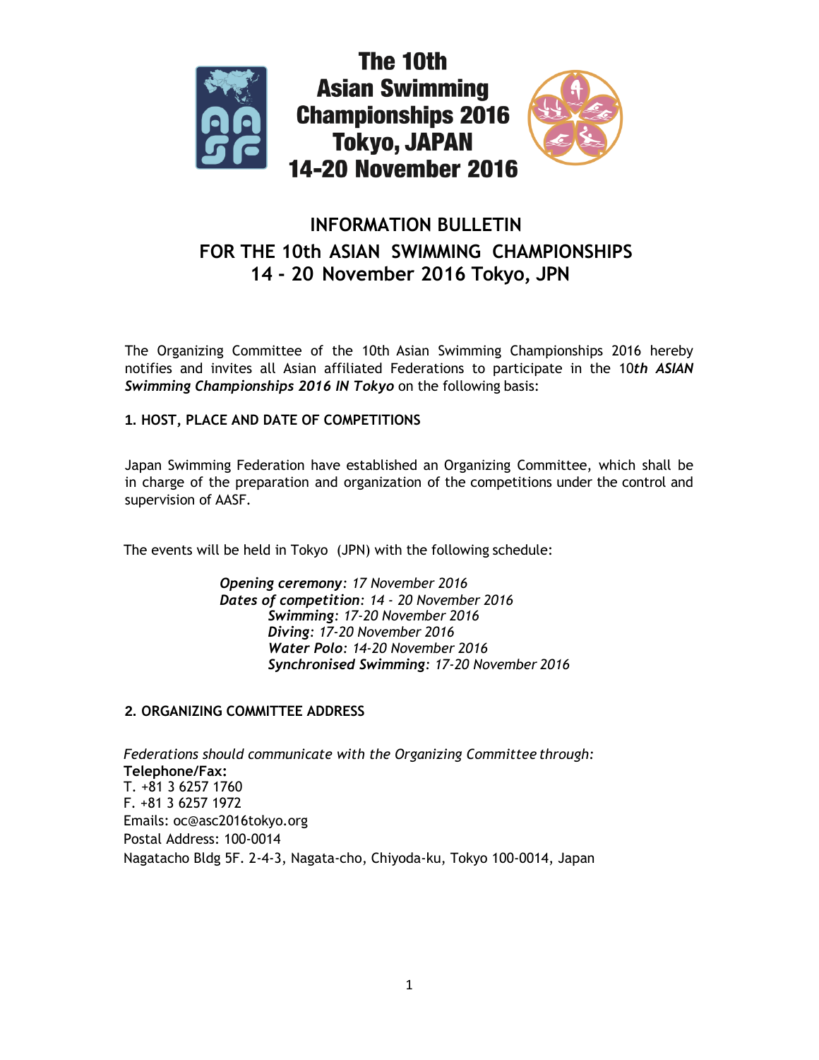# The 10th Asian Swimming Championships 2016 Tokyo, JAPAN 14-20 November 2016

## INFORMATION BULLETIN
## FOR THE 10th ASIAN SWIMMING CHAMPIONSHIPS
## 14 - 20 November 2016 Tokyo, JPN

The Organizing Committee of the 10th Asian Swimming Championships 2016 hereby notifies and invites all Asian affiliated Federations to participate in the 10***th ASIAN Swimming Championships 2016 IN Tokyo*** on the following basis:

### 1. HOST, PLACE AND DATE OF COMPETITIONS

Japan Swimming Federation have established an Organizing Committee, which shall be in charge of the preparation and organization of the competitions under the control and supervision of AASF.

The events will be held in Tokyo (JPN) with the following schedule:

> ***Opening ceremony****: 17 November 2016*
> ***Dates of competition****: 14 - 20 November 2016*
> > ***Swimming****: 17-20 November 2016*
> > ***Diving****: 17-20 November 2016*
> > ***Water Polo****: 14-20 November 2016*
> > ***Synchronised Swimming****: 17-20 November 2016*

### 2. ORGANIZING COMMITTEE ADDRESS

*Federations should communicate with the Organizing Committee through:*
**Telephone/Fax:**
T. +81 3 6257 1760
F. +81 3 6257 1972
Emails: oc@asc2016tokyo.org
Postal Address: 100-0014
Nagatacho Bldg 5F. 2-4-3, Nagata-cho, Chiyoda-ku, Tokyo 100-0014, Japan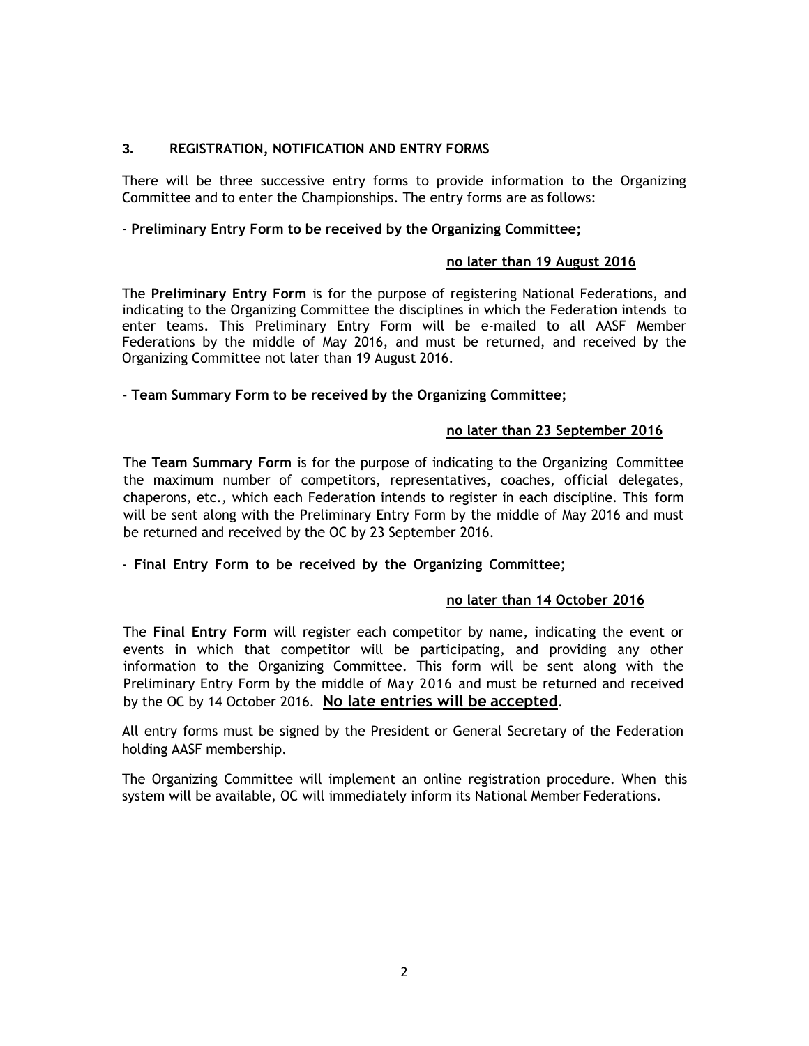### 3. REGISTRATION, NOTIFICATION AND ENTRY FORMS

There will be three successive entry forms to provide information to the Organizing Committee and to enter the Championships. The entry forms are as follows:

- **Preliminary Entry Form to be received by the Organizing Committee;**

**no later than 19 August 2016**

The **Preliminary Entry Form** is for the purpose of registering National Federations, and indicating to the Organizing Committee the disciplines in which the Federation intends to enter teams. This Preliminary Entry Form will be e-mailed to all AASF Member Federations by the middle of May 2016, and must be returned, and received by the Organizing Committee not later than 19 August 2016.

**- Team Summary Form to be received by the Organizing Committee;**

**no later than 23 September 2016**

The **Team Summary Form** is for the purpose of indicating to the Organizing Committee the maximum number of competitors, representatives, coaches, official delegates, chaperons, etc., which each Federation intends to register in each discipline. This form will be sent along with the Preliminary Entry Form by the middle of May 2016 and must be returned and received by the OC by 23 September 2016.

- **Final Entry Form to be received by the Organizing Committee;**

**no later than 14 October 2016**

The **Final Entry Form** will register each competitor by name, indicating the event or events in which that competitor will be participating, and providing any other information to the Organizing Committee. This form will be sent along with the Preliminary Entry Form by the middle of May 2016 and must be returned and received by the OC by 14 October 2016. **No late entries will be accepted**.

All entry forms must be signed by the President or General Secretary of the Federation holding AASF membership.

The Organizing Committee will implement an online registration procedure. When this system will be available, OC will immediately inform its National Member Federations.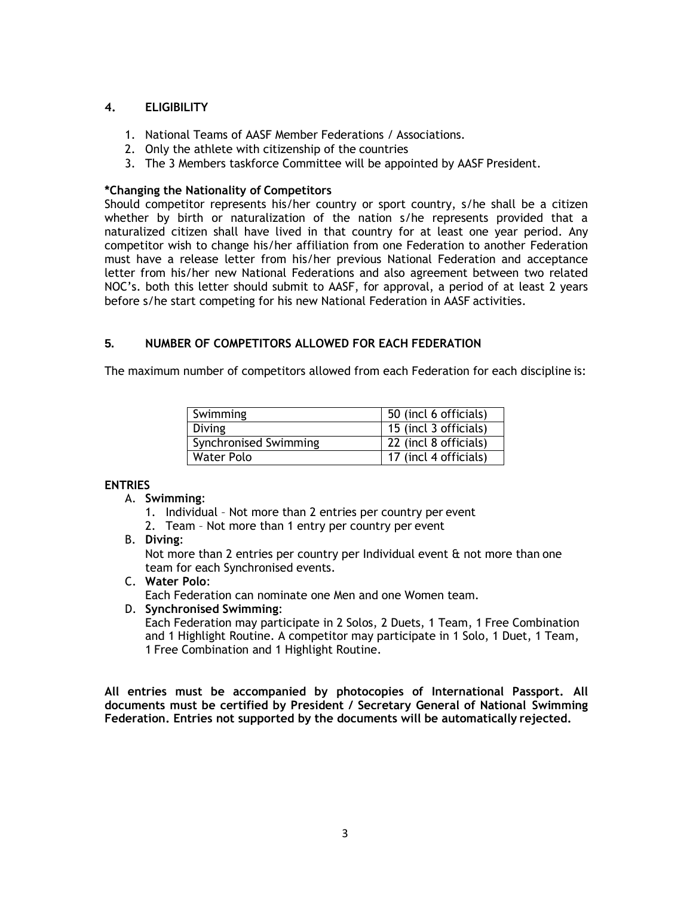## 4. ELIGIBILITY

1. National Teams of AASF Member Federations / Associations.
2. Only the athlete with citizenship of the countries
3. The 3 Members taskforce Committee will be appointed by AASF President.

**\*Changing the Nationality of Competitors**

Should competitor represents his/her country or sport country, s/he shall be a citizen whether by birth or naturalization of the nation s/he represents provided that a naturalized citizen shall have lived in that country for at least one year period. Any competitor wish to change his/her affiliation from one Federation to another Federation must have a release letter from his/her previous National Federation and acceptance letter from his/her new National Federations and also agreement between two related NOC's. both this letter should submit to AASF, for approval, a period of at least 2 years before s/he start competing for his new National Federation in AASF activities.

## 5. NUMBER OF COMPETITORS ALLOWED FOR EACH FEDERATION

The maximum number of competitors allowed from each Federation for each discipline is:

| Swimming | 50 (incl 6 officials) |
|---|---|
| Diving | 15 (incl 3 officials) |
| Synchronised Swimming | 22 (incl 8 officials) |
| Water Polo | 17 (incl 4 officials) |

**ENTRIES**

A. **Swimming**:
   1. Individual – Not more than 2 entries per country per event
   2. Team – Not more than 1 entry per country per event

B. **Diving**:
   Not more than 2 entries per country per Individual event & not more than one team for each Synchronised events.

C. **Water Polo**:
   Each Federation can nominate one Men and one Women team.

D. **Synchronised Swimming**:
   Each Federation may participate in 2 Solos, 2 Duets, 1 Team, 1 Free Combination and 1 Highlight Routine. A competitor may participate in 1 Solo, 1 Duet, 1 Team, 1 Free Combination and 1 Highlight Routine.

**All entries must be accompanied by photocopies of International Passport. All documents must be certified by President / Secretary General of National Swimming Federation. Entries not supported by the documents will be automatically rejected.**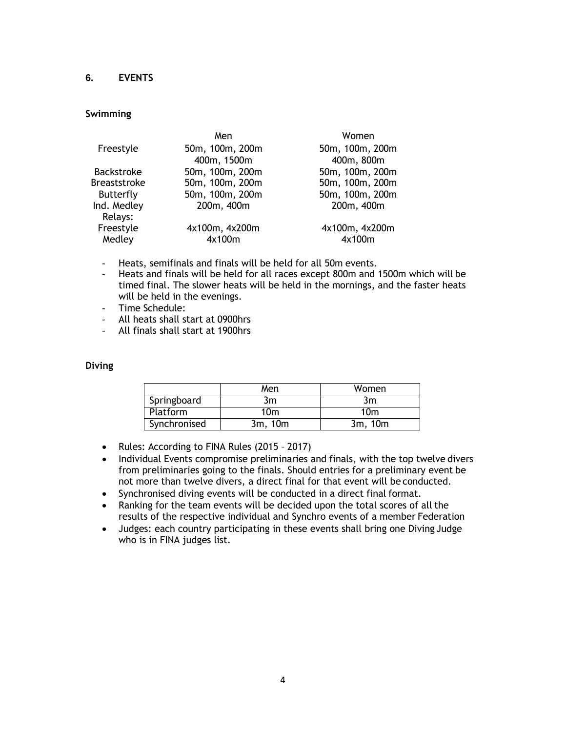## 6. EVENTS

### Swimming

| | Men | Women |
|---|---|---|
| Freestyle | 50m, 100m, 200m<br>400m, 1500m | 50m, 100m, 200m<br>400m, 800m |
| Backstroke | 50m, 100m, 200m | 50m, 100m, 200m |
| Breaststroke | 50m, 100m, 200m | 50m, 100m, 200m |
| Butterfly | 50m, 100m, 200m | 50m, 100m, 200m |
| Ind. Medley | 200m, 400m | 200m, 400m |
| Relays: | | |
| Freestyle | 4x100m, 4x200m | 4x100m, 4x200m |
| Medley | 4x100m | 4x100m |

- Heats, semifinals and finals will be held for all 50m events.
- Heats and finals will be held for all races except 800m and 1500m which will be timed final. The slower heats will be held in the mornings, and the faster heats will be held in the evenings.
- Time Schedule:
- All heats shall start at 0900hrs
- All finals shall start at 1900hrs

### Diving

| | Men | Women |
|---|---|---|
| Springboard | 3m | 3m |
| Platform | 10m | 10m |
| Synchronised | 3m, 10m | 3m, 10m |

- Rules: According to FINA Rules (2015 – 2017)
- Individual Events compromise preliminaries and finals, with the top twelve divers from preliminaries going to the finals. Should entries for a preliminary event be not more than twelve divers, a direct final for that event will be conducted.
- Synchronised diving events will be conducted in a direct final format.
- Ranking for the team events will be decided upon the total scores of all the results of the respective individual and Synchro events of a member Federation
- Judges: each country participating in these events shall bring one Diving Judge who is in FINA judges list.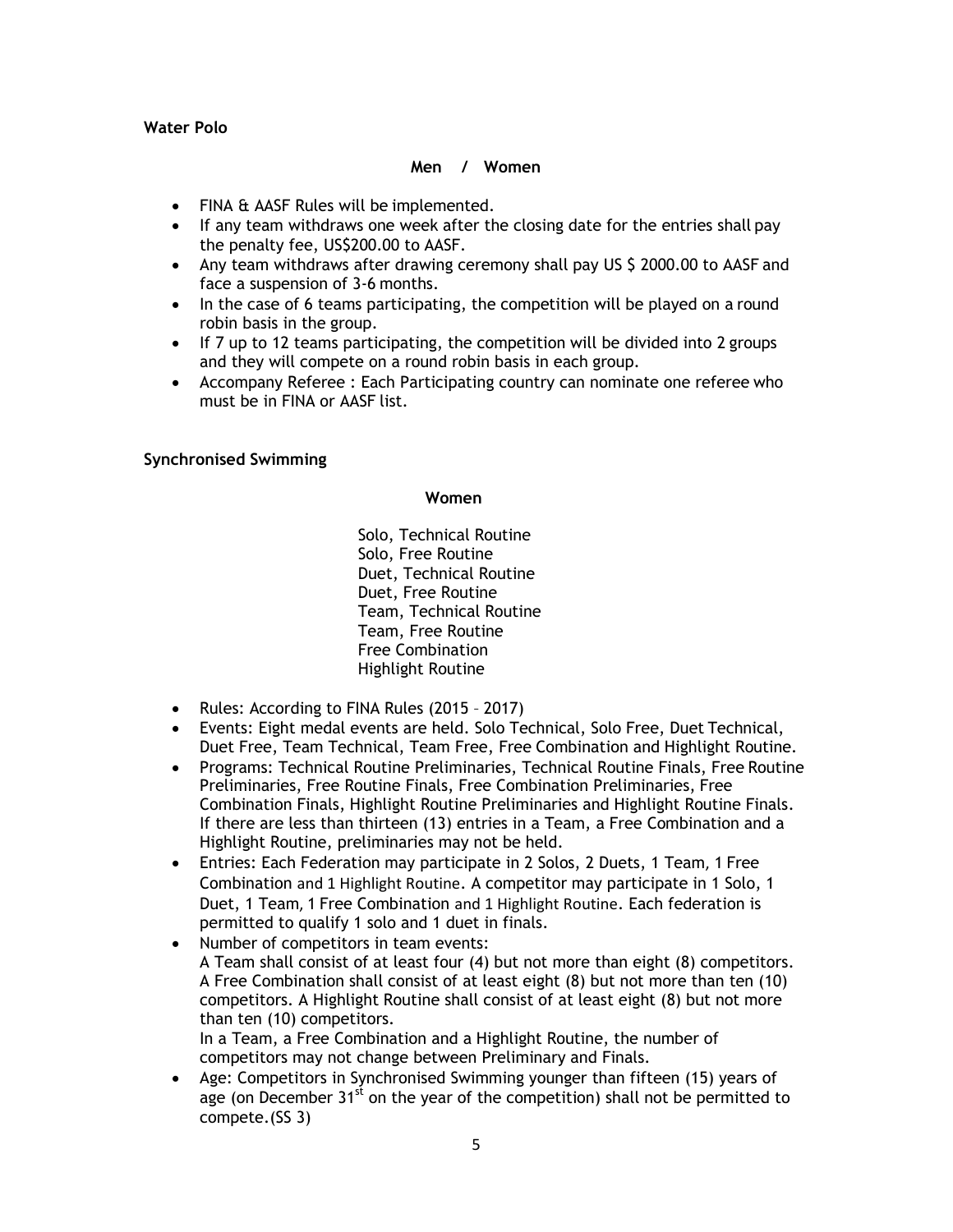**Water Polo**

**Men / Women**

- FINA & AASF Rules will be implemented.
- If any team withdraws one week after the closing date for the entries shall pay the penalty fee, US$200.00 to AASF.
- Any team withdraws after drawing ceremony shall pay US $ 2000.00 to AASF and face a suspension of 3-6 months.
- In the case of 6 teams participating, the competition will be played on a round robin basis in the group.
- If 7 up to 12 teams participating, the competition will be divided into 2 groups and they will compete on a round robin basis in each group.
- Accompany Referee : Each Participating country can nominate one referee who must be in FINA or AASF list.

**Synchronised Swimming**

**Women**

Solo, Technical Routine
Solo, Free Routine
Duet, Technical Routine
Duet, Free Routine
Team, Technical Routine
Team, Free Routine
Free Combination
Highlight Routine

- Rules: According to FINA Rules (2015 – 2017)
- Events: Eight medal events are held. Solo Technical, Solo Free, Duet Technical, Duet Free, Team Technical, Team Free, Free Combination and Highlight Routine.
- Programs: Technical Routine Preliminaries, Technical Routine Finals, Free Routine Preliminaries, Free Routine Finals, Free Combination Preliminaries, Free Combination Finals, Highlight Routine Preliminaries and Highlight Routine Finals. If there are less than thirteen (13) entries in a Team, a Free Combination and a Highlight Routine, preliminaries may not be held.
- Entries: Each Federation may participate in 2 Solos, 2 Duets, 1 Team, 1 Free Combination and 1 Highlight Routine. A competitor may participate in 1 Solo, 1 Duet, 1 Team, 1 Free Combination and 1 Highlight Routine. Each federation is permitted to qualify 1 solo and 1 duet in finals.
- Number of competitors in team events:
  A Team shall consist of at least four (4) but not more than eight (8) competitors. A Free Combination shall consist of at least eight (8) but not more than ten (10) competitors. A Highlight Routine shall consist of at least eight (8) but not more than ten (10) competitors.
  In a Team, a Free Combination and a Highlight Routine, the number of competitors may not change between Preliminary and Finals.
- Age: Competitors in Synchronised Swimming younger than fifteen (15) years of age (on December 31st on the year of the competition) shall not be permitted to compete.(SS 3)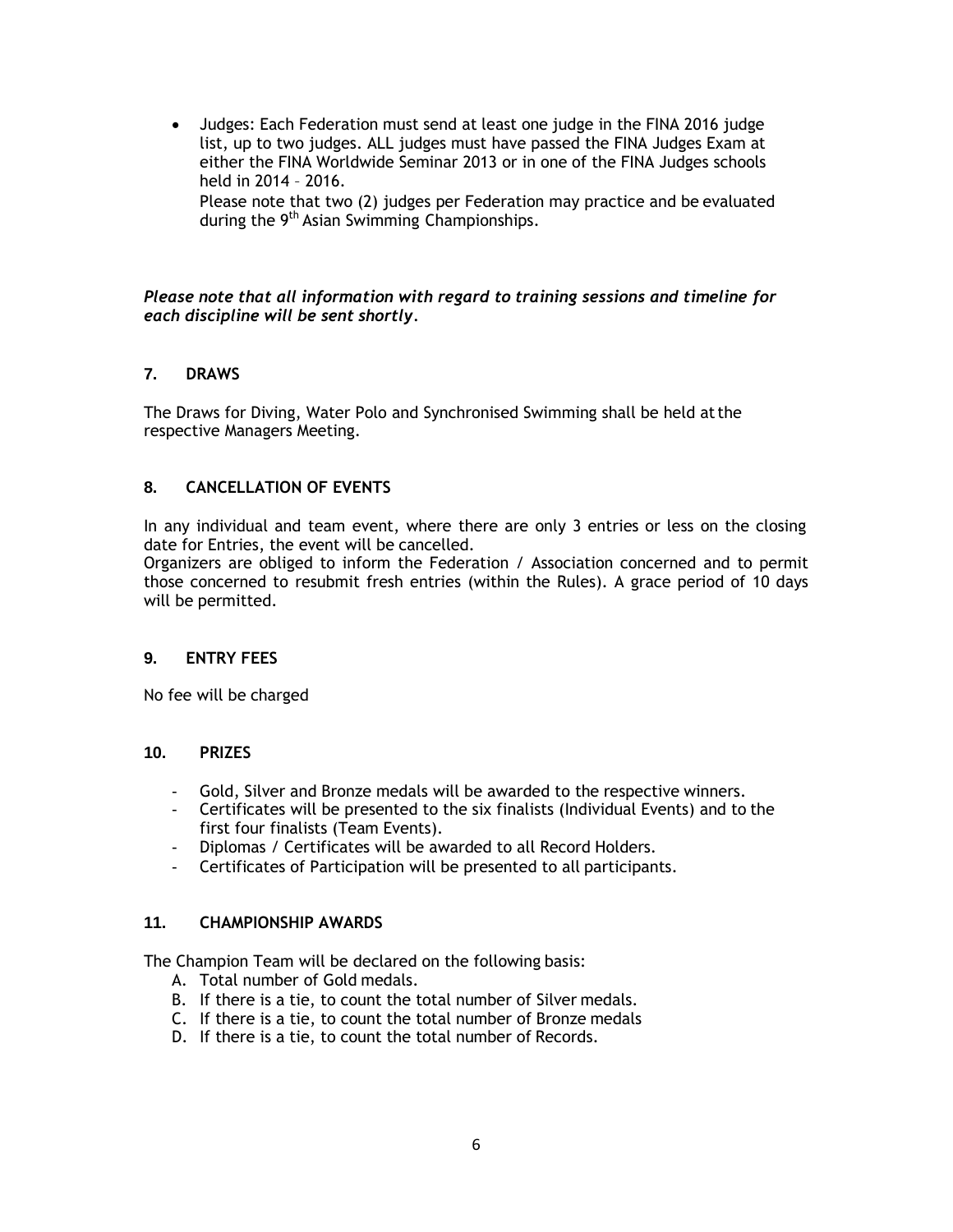- Judges: Each Federation must send at least one judge in the FINA 2016 judge list, up to two judges. ALL judges must have passed the FINA Judges Exam at either the FINA Worldwide Seminar 2013 or in one of the FINA Judges schools held in 2014 – 2016.
  Please note that two (2) judges per Federation may practice and be evaluated during the 9th Asian Swimming Championships.

***Please note that all information with regard to training sessions and timeline for each discipline will be sent shortly.***

## 7. DRAWS

The Draws for Diving, Water Polo and Synchronised Swimming shall be held at the respective Managers Meeting.

## 8. CANCELLATION OF EVENTS

In any individual and team event, where there are only 3 entries or less on the closing date for Entries, the event will be cancelled.
Organizers are obliged to inform the Federation / Association concerned and to permit those concerned to resubmit fresh entries (within the Rules). A grace period of 10 days will be permitted.

## 9. ENTRY FEES

No fee will be charged

## 10. PRIZES

- Gold, Silver and Bronze medals will be awarded to the respective winners.
- Certificates will be presented to the six finalists (Individual Events) and to the first four finalists (Team Events).
- Diplomas / Certificates will be awarded to all Record Holders.
- Certificates of Participation will be presented to all participants.

## 11. CHAMPIONSHIP AWARDS

The Champion Team will be declared on the following basis:

A. Total number of Gold medals.
B. If there is a tie, to count the total number of Silver medals.
C. If there is a tie, to count the total number of Bronze medals
D. If there is a tie, to count the total number of Records.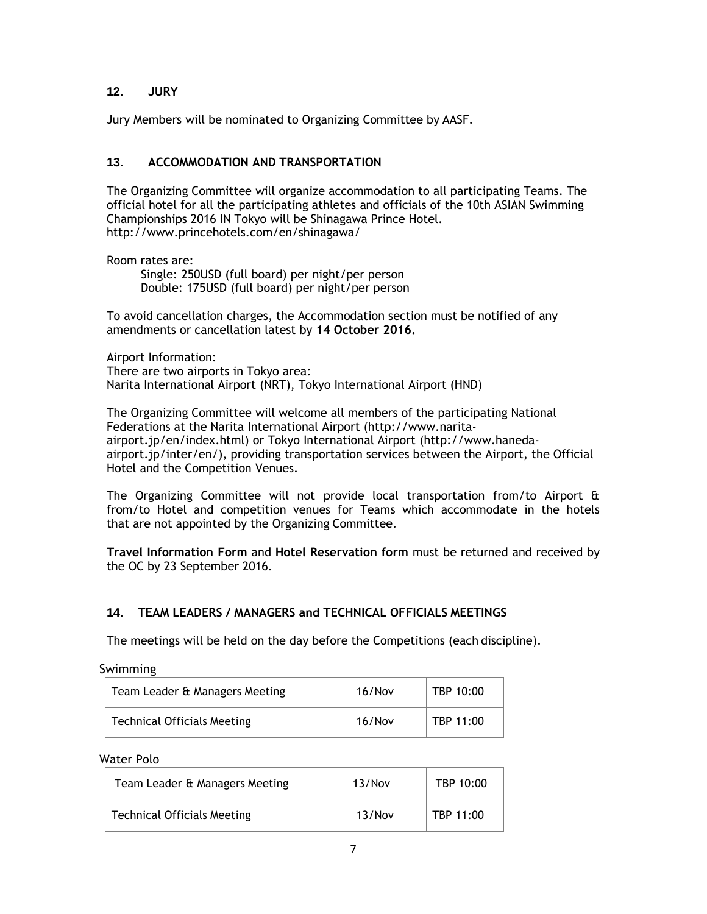## 12. JURY

Jury Members will be nominated to Organizing Committee by AASF.

## 13. ACCOMMODATION AND TRANSPORTATION

The Organizing Committee will organize accommodation to all participating Teams. The official hotel for all the participating athletes and officials of the 10th ASIAN Swimming Championships 2016 IN Tokyo will be Shinagawa Prince Hotel. http://www.princehotels.com/en/shinagawa/

Room rates are:

Single: 250USD (full board) per night/per person
Double: 175USD (full board) per night/per person

To avoid cancellation charges, the Accommodation section must be notified of any amendments or cancellation latest by **14 October 2016.**

Airport Information:
There are two airports in Tokyo area:
Narita International Airport (NRT), Tokyo International Airport (HND)

The Organizing Committee will welcome all members of the participating National Federations at the Narita International Airport (http://www.narita-airport.jp/en/index.html) or Tokyo International Airport (http://www.haneda-airport.jp/inter/en/), providing transportation services between the Airport, the Official Hotel and the Competition Venues.

The Organizing Committee will not provide local transportation from/to Airport & from/to Hotel and competition venues for Teams which accommodate in the hotels that are not appointed by the Organizing Committee.

**Travel Information Form** and **Hotel Reservation form** must be returned and received by the OC by 23 September 2016.

## 14. TEAM LEADERS / MANAGERS and TECHNICAL OFFICIALS MEETINGS

The meetings will be held on the day before the Competitions (each discipline).

Swimming

| Team Leader & Managers Meeting | 16/Nov | TBP 10:00 |
|---|---|---|
| Technical Officials Meeting | 16/Nov | TBP 11:00 |

Water Polo

| Team Leader & Managers Meeting | 13/Nov | TBP 10:00 |
|---|---|---|
| Technical Officials Meeting | 13/Nov | TBP 11:00 |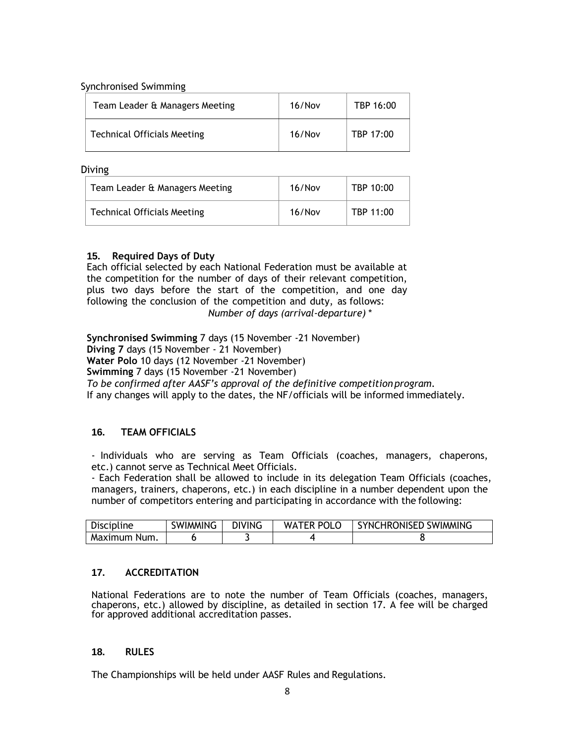Synchronised Swimming

| Team Leader & Managers Meeting | 16/Nov | TBP 16:00 |
|---|---|---|
| Technical Officials Meeting | 16/Nov | TBP 17:00 |

Diving

| Team Leader & Managers Meeting | 16/Nov | TBP 10:00 |
|---|---|---|
| Technical Officials Meeting | 16/Nov | TBP 11:00 |

### 15. Required Days of Duty

Each official selected by each National Federation must be available at the competition for the number of days of their relevant competition, plus two days before the start of the competition, and one day following the conclusion of the competition and duty, as follows:

*Number of days (arrival-departure) **

**Synchronised Swimming** 7 days (15 November -21 November)
**Diving 7** days (15 November - 21 November)
**Water Polo** 10 days (12 November -21 November)
**Swimming** 7 days (15 November -21 November)
*To be confirmed after AASF's approval of the definitive competition program.*
If any changes will apply to the dates, the NF/officials will be informed immediately.

### 16. TEAM OFFICIALS

- Individuals who are serving as Team Officials (coaches, managers, chaperons, etc.) cannot serve as Technical Meet Officials.
- Each Federation shall be allowed to include in its delegation Team Officials (coaches, managers, trainers, chaperons, etc.) in each discipline in a number dependent upon the number of competitors entering and participating in accordance with the following:

| Discipline | SWIMMING | DIVING | WATER POLO | SYNCHRONISED SWIMMING |
|---|---|---|---|---|
| Maximum Num. | 6 | 3 | 4 | 8 |

### 17. ACCREDITATION

National Federations are to note the number of Team Officials (coaches, managers, chaperons, etc.) allowed by discipline, as detailed in section 17. A fee will be charged for approved additional accreditation passes.

### 18. RULES

The Championships will be held under AASF Rules and Regulations.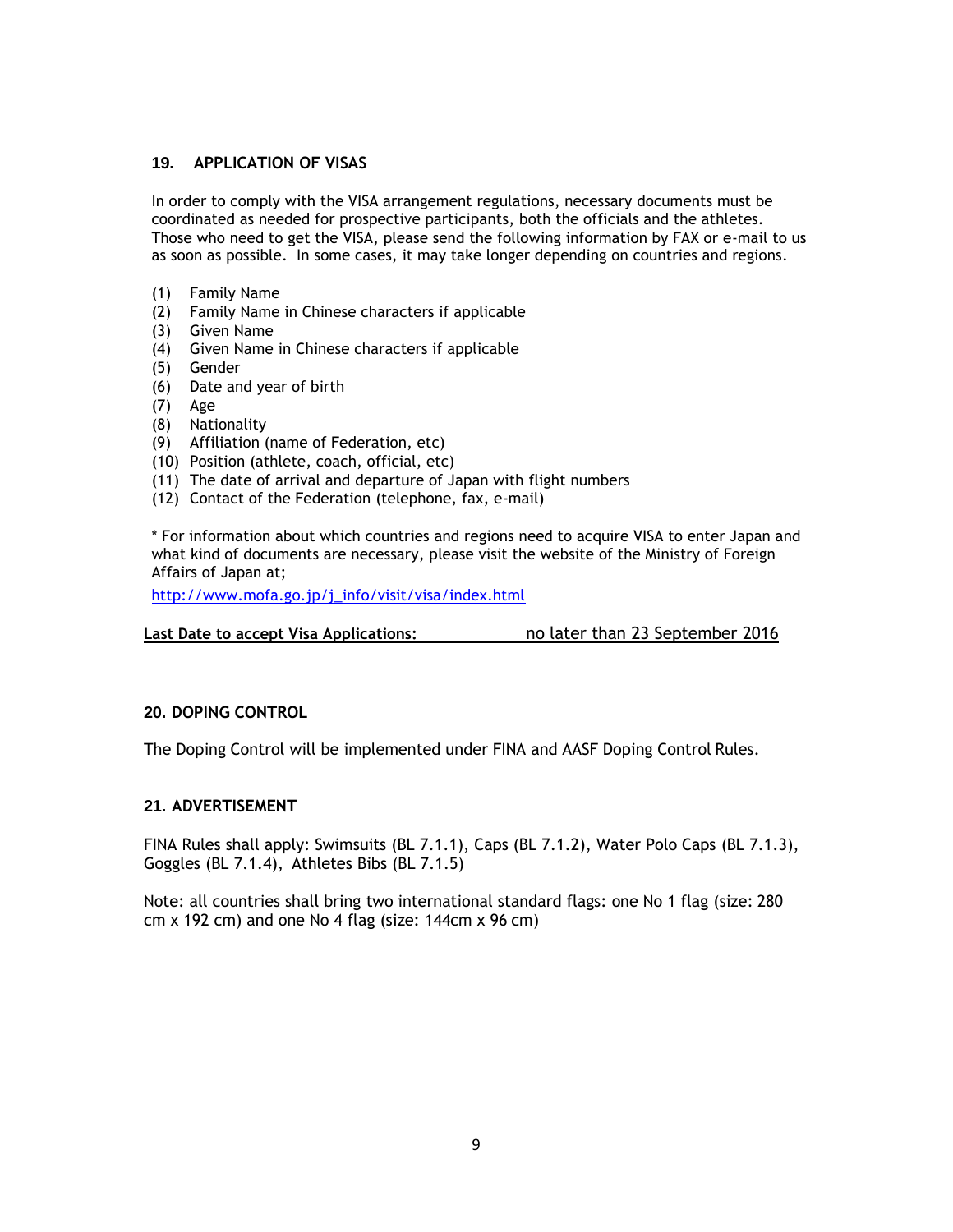## 19. APPLICATION OF VISAS

In order to comply with the VISA arrangement regulations, necessary documents must be coordinated as needed for prospective participants, both the officials and the athletes. Those who need to get the VISA, please send the following information by FAX or e-mail to us as soon as possible. In some cases, it may take longer depending on countries and regions.

(1) Family Name
(2) Family Name in Chinese characters if applicable
(3) Given Name
(4) Given Name in Chinese characters if applicable
(5) Gender
(6) Date and year of birth
(7) Age
(8) Nationality
(9) Affiliation (name of Federation, etc)
(10) Position (athlete, coach, official, etc)
(11) The date of arrival and departure of Japan with flight numbers
(12) Contact of the Federation (telephone, fax, e-mail)

* For information about which countries and regions need to acquire VISA to enter Japan and what kind of documents are necessary, please visit the website of the Ministry of Foreign Affairs of Japan at;

http://www.mofa.go.jp/j_info/visit/visa/index.html

**Last Date to accept Visa Applications:** no later than 23 September 2016

## 20. DOPING CONTROL

The Doping Control will be implemented under FINA and AASF Doping Control Rules.

## 21. ADVERTISEMENT

FINA Rules shall apply: Swimsuits (BL 7.1.1), Caps (BL 7.1.2), Water Polo Caps (BL 7.1.3), Goggles (BL 7.1.4), Athletes Bibs (BL 7.1.5)

Note: all countries shall bring two international standard flags: one No 1 flag (size: 280 cm x 192 cm) and one No 4 flag (size: 144cm x 96 cm)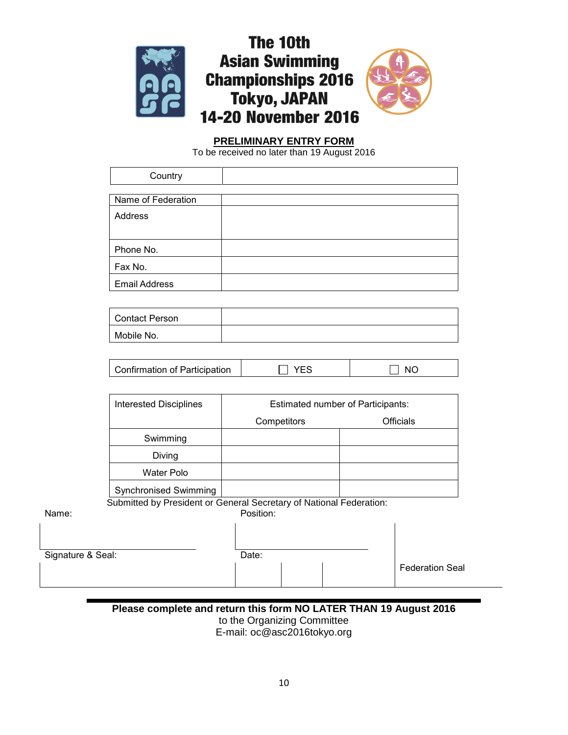# The 10th Asian Swimming Championships 2016 Tokyo, JAPAN 14-20 November 2016

## PRELIMINARY ENTRY FORM

To be received no later than 19 August 2016

| Country | |
|---|---|

| Name of Federation | |
|---|---|
| Address | |
| Phone No. | |
| Fax No. | |
| Email Address | |

| Contact Person | |
|---|---|
| Mobile No. | |

| Confirmation of Participation | ☐ YES | ☐ NO |
|---|---|---|

| Interested Disciplines | Estimated number of Participants: | |
|---|---|---|
| | Competitors | Officials |
| Swimming | | |
| Diving | | |
| Water Polo | | |
| Synchronised Swimming | | |

Submitted by President or General Secretary of National Federation:

| Name: | Position: | |
|---|---|---|
| | | Federation Seal |
| Signature & Seal: | Date: | |
| | | |

**Please complete and return this form NO LATER THAN 19 August 2016**

to the Organizing Committee

E-mail: oc@asc2016tokyo.org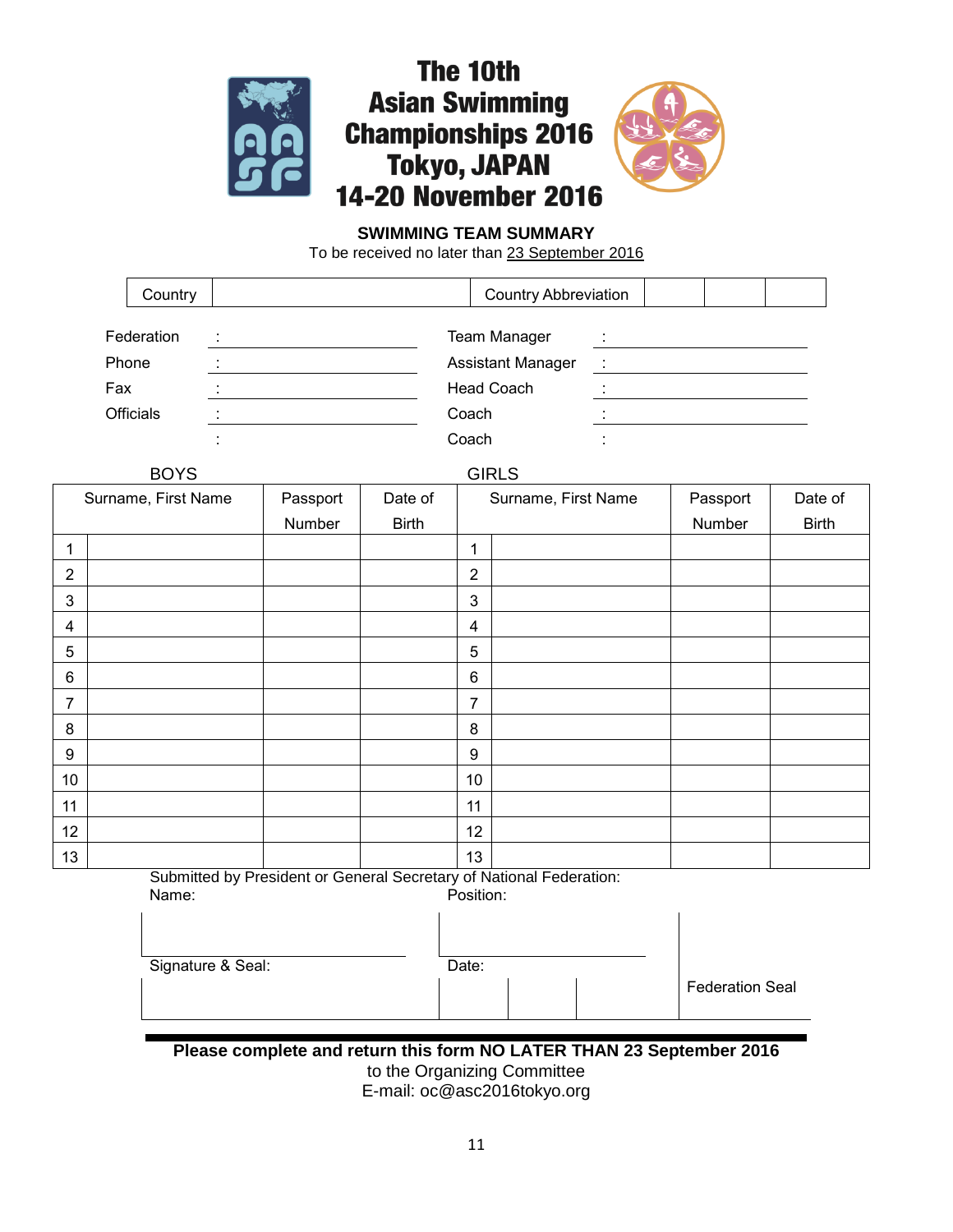# The 10th Asian Swimming Championships 2016 Tokyo, JAPAN 14-20 November 2016

**SWIMMING TEAM SUMMARY**

To be received no later than 23 September 2016

| Country | | Country Abbreviation | | | |
|---|---|---|---|---|---|

Federation :

Phone :

Fax :

Officials :

:

Team Manager :

Assistant Manager :

Head Coach :

Coach :

Coach :

| BOYS | | | | GIRLS | | | |
|---|---|---|---|---|---|---|---|
| Surname, First Name | | Passport Number | Date of Birth | Surname, First Name | | Passport Number | Date of Birth |
| 1 | | | | 1 | | | |
| 2 | | | | 2 | | | |
| 3 | | | | 3 | | | |
| 4 | | | | 4 | | | |
| 5 | | | | 5 | | | |
| 6 | | | | 6 | | | |
| 7 | | | | 7 | | | |
| 8 | | | | 8 | | | |
| 9 | | | | 9 | | | |
| 10 | | | | 10 | | | |
| 11 | | | | 11 | | | |
| 12 | | | | 12 | | | |
| 13 | | | | 13 | | | |

Submitted by President or General Secretary of National Federation:

Name:

Position:

Signature & Seal:

Date:

Federation Seal

**Please complete and return this form NO LATER THAN 23 September 2016**

to the Organizing Committee

E-mail: oc@asc2016tokyo.org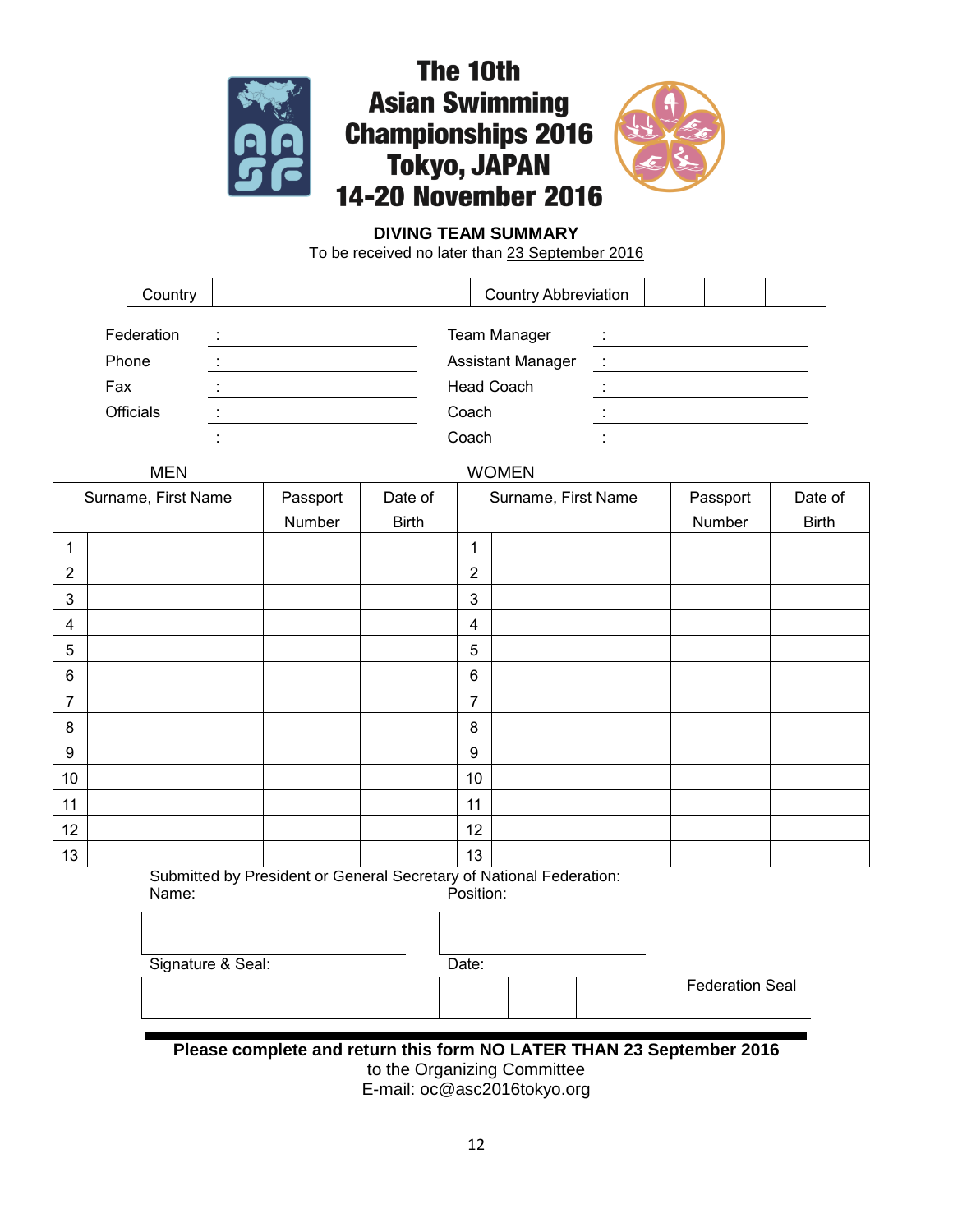# The 10th Asian Swimming Championships 2016 Tokyo, JAPAN 14-20 November 2016

**DIVING TEAM SUMMARY**

To be received no later than 23 September 2016

| Country | | Country Abbreviation | | | |
|---|---|---|---|---|---|

Federation : ______________________ Team Manager : ______________________

Phone : ______________________ Assistant Manager : ______________________

Fax : ______________________ Head Coach : ______________________

Officials : ______________________ Coach : ______________________

: Coach :

| MEN | | | | WOMEN | | | |
|---|---|---|---|---|---|---|---|
| Surname, First Name | | Passport Number | Date of Birth | Surname, First Name | | Passport Number | Date of Birth |
| 1 | | | | 1 | | | |
| 2 | | | | 2 | | | |
| 3 | | | | 3 | | | |
| 4 | | | | 4 | | | |
| 5 | | | | 5 | | | |
| 6 | | | | 6 | | | |
| 7 | | | | 7 | | | |
| 8 | | | | 8 | | | |
| 9 | | | | 9 | | | |
| 10 | | | | 10 | | | |
| 11 | | | | 11 | | | |
| 12 | | | | 12 | | | |
| 13 | | | | 13 | | | |

Submitted by President or General Secretary of National Federation:

Name: Position:

Signature & Seal: Date:

Federation Seal

**Please complete and return this form NO LATER THAN 23 September 2016**

to the Organizing Committee

E-mail: oc@asc2016tokyo.org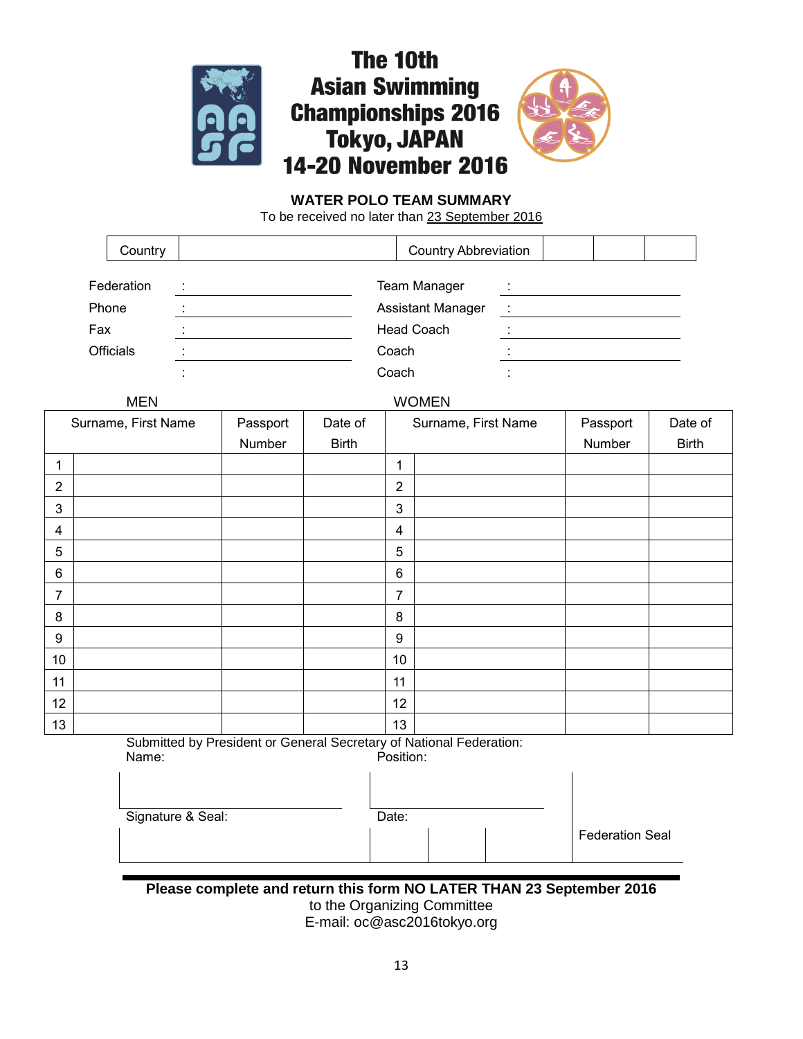# The 10th Asian Swimming Championships 2016 Tokyo, JAPAN 14-20 November 2016

## WATER POLO TEAM SUMMARY

To be received no later than 23 September 2016

| Country | | Country Abbreviation | | | |
|---|---|---|---|---|---|

| | | | |
|---|---|---|---|
| Federation | : | Team Manager | : |
| Phone | : | Assistant Manager | : |
| Fax | : | Head Coach | : |
| Officials | : | Coach | : |
| | : | Coach | : |

| MEN | | | | WOMEN | | | |
|---|---|---|---|---|---|---|---|
| Surname, First Name | | Passport Number | Date of Birth | Surname, First Name | | Passport Number | Date of Birth |
| 1 | | | | 1 | | | |
| 2 | | | | 2 | | | |
| 3 | | | | 3 | | | |
| 4 | | | | 4 | | | |
| 5 | | | | 5 | | | |
| 6 | | | | 6 | | | |
| 7 | | | | 7 | | | |
| 8 | | | | 8 | | | |
| 9 | | | | 9 | | | |
| 10 | | | | 10 | | | |
| 11 | | | | 11 | | | |
| 12 | | | | 12 | | | |
| 13 | | | | 13 | | | |

Submitted by President or General Secretary of National Federation:

| Name: | Position: | |
|---|---|---|
| | | |
| Signature & Seal: | Date: | Federation Seal |
| | | |

**Please complete and return this form NO LATER THAN 23 September 2016**

to the Organizing Committee

E-mail: oc@asc2016tokyo.org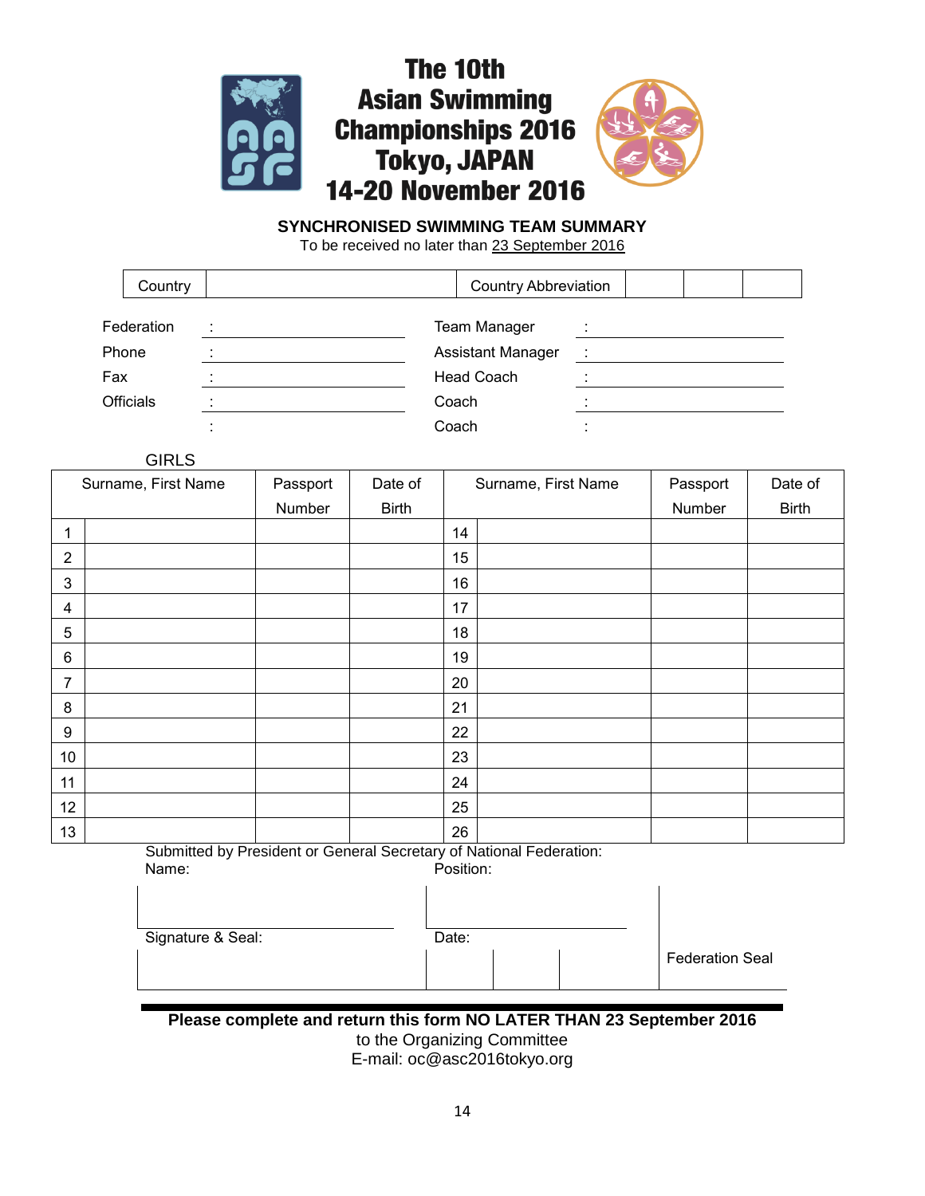# The 10th Asian Swimming Championships 2016 Tokyo, JAPAN 14-20 November 2016

**SYNCHRONISED SWIMMING TEAM SUMMARY**

To be received no later than 23 September 2016

| Country | | Country Abbreviation | | | |
|---|---|---|---|---|---|

Federation : \_\_\_\_\_\_\_\_\_\_\_\_\_\_\_\_\_\_\_\_ Team Manager : \_\_\_\_\_\_\_\_\_\_\_\_\_\_\_\_\_\_\_\_

Phone : \_\_\_\_\_\_\_\_\_\_\_\_\_\_\_\_\_\_\_\_ Assistant Manager : \_\_\_\_\_\_\_\_\_\_\_\_\_\_\_\_\_\_\_\_

Fax : \_\_\_\_\_\_\_\_\_\_\_\_\_\_\_\_\_\_\_\_ Head Coach : \_\_\_\_\_\_\_\_\_\_\_\_\_\_\_\_\_\_\_\_

Officials : \_\_\_\_\_\_\_\_\_\_\_\_\_\_\_\_\_\_\_\_ Coach : \_\_\_\_\_\_\_\_\_\_\_\_\_\_\_\_\_\_\_\_

: Coach :

GIRLS

| | Surname, First Name | Passport Number | Date of Birth | | Surname, First Name | Passport Number | Date of Birth |
|---|---|---|---|---|---|---|---|
| 1 | | | | 14 | | | |
| 2 | | | | 15 | | | |
| 3 | | | | 16 | | | |
| 4 | | | | 17 | | | |
| 5 | | | | 18 | | | |
| 6 | | | | 19 | | | |
| 7 | | | | 20 | | | |
| 8 | | | | 21 | | | |
| 9 | | | | 22 | | | |
| 10 | | | | 23 | | | |
| 11 | | | | 24 | | | |
| 12 | | | | 25 | | | |
| 13 | | | | 26 | | | |

Submitted by President or General Secretary of National Federation:

Name: Position:

Signature & Seal: Date:

Federation Seal

**Please complete and return this form NO LATER THAN 23 September 2016**

to the Organizing Committee

E-mail: oc@asc2016tokyo.org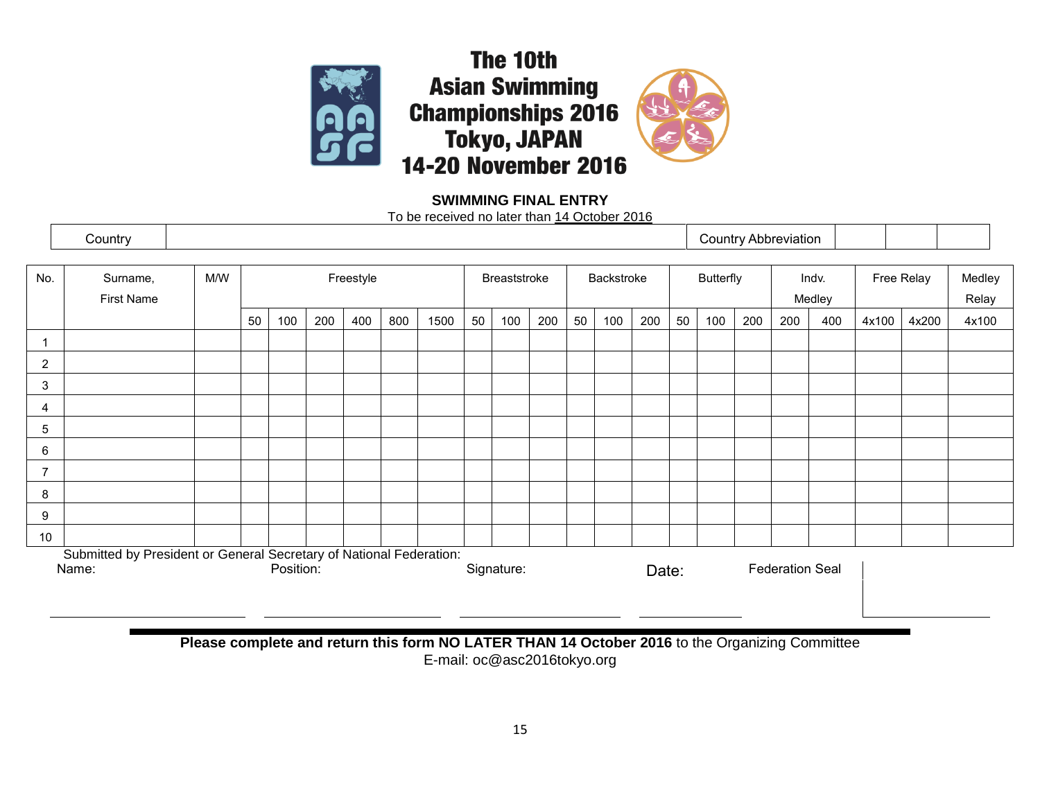# The 10th Asian Swimming Championships 2016 Tokyo, JAPAN 14-20 November 2016

**SWIMMING FINAL ENTRY**

To be received no later than 14 October 2016

| Country | | Country Abbreviation | | | |
|---|---|---|---|---|---|

| No. | Surname, First Name | M/W | Freestyle | | | | | | Breaststroke | | | Backstroke | | | Butterfly | | | Indv. Medley | | Free Relay | | Medley Relay |
|---|---|---|---|---|---|---|---|---|---|---|---|---|---|---|---|---|---|---|---|---|---|---|
| | | | 50 | 100 | 200 | 400 | 800 | 1500 | 50 | 100 | 200 | 50 | 100 | 200 | 50 | 100 | 200 | 200 | 400 | 4x100 | 4x200 | 4x100 |
| 1 | | | | | | | | | | | | | | | | | | | | | | |
| 2 | | | | | | | | | | | | | | | | | | | | | | |
| 3 | | | | | | | | | | | | | | | | | | | | | | |
| 4 | | | | | | | | | | | | | | | | | | | | | | |
| 5 | | | | | | | | | | | | | | | | | | | | | | |
| 6 | | | | | | | | | | | | | | | | | | | | | | |
| 7 | | | | | | | | | | | | | | | | | | | | | | |
| 8 | | | | | | | | | | | | | | | | | | | | | | |
| 9 | | | | | | | | | | | | | | | | | | | | | | |
| 10 | | | | | | | | | | | | | | | | | | | | | | |

Submitted by President or General Secretary of National Federation:

Name: ______________________ Position: ______________________ Signature: ______________________ Date: ______________ Federation Seal

**Please complete and return this form NO LATER THAN 14 October 2016** to the Organizing Committee

E-mail: oc@asc2016tokyo.org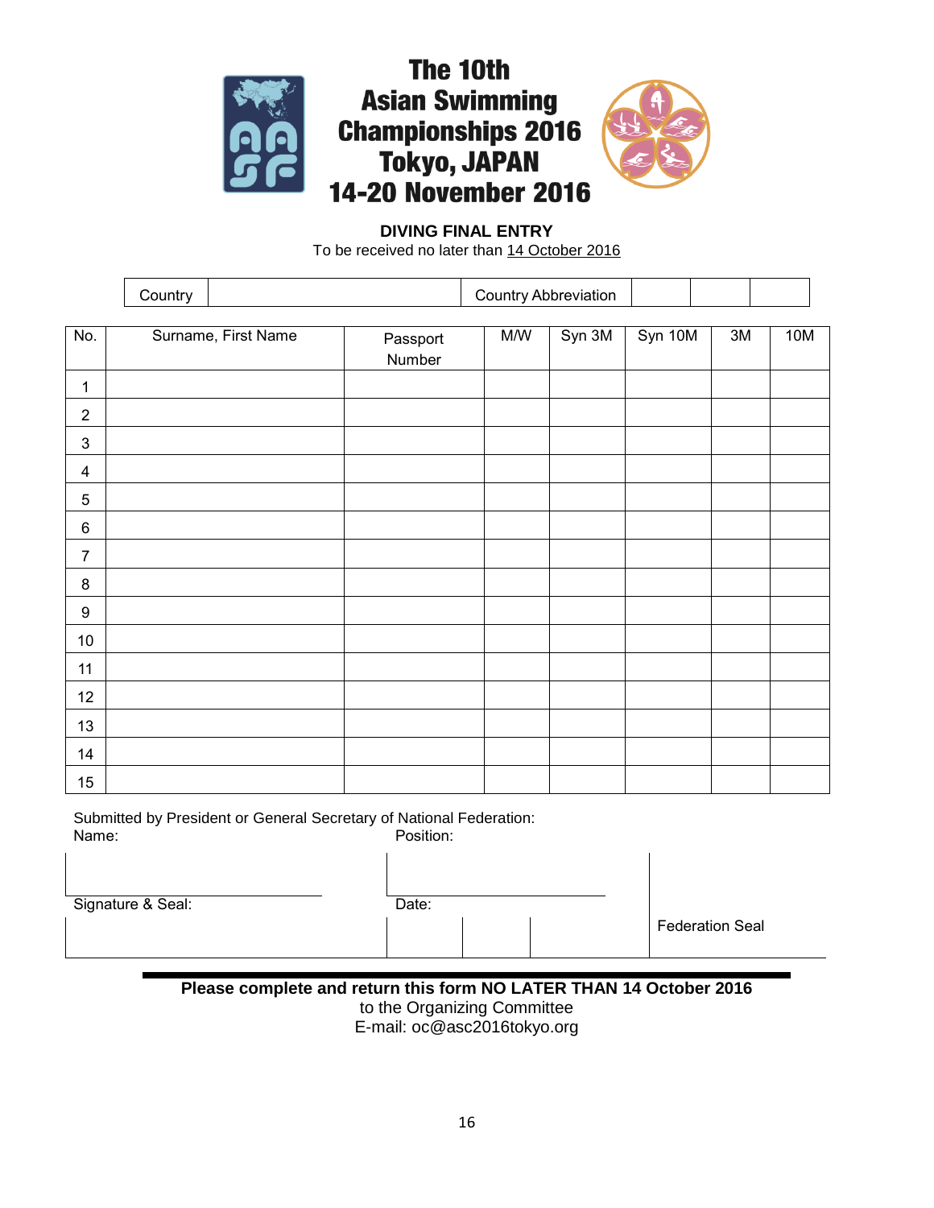# The 10th Asian Swimming Championships 2016 Tokyo, JAPAN 14-20 November 2016

**DIVING FINAL ENTRY**

To be received no later than 14 October 2016

| Country | | Country Abbreviation | | | |
|---|---|---|---|---|---|

| No. | Surname, First Name | Passport Number | M/W | Syn 3M | Syn 10M | 3M | 10M |
|---|---|---|---|---|---|---|---|
| 1 | | | | | | | |
| 2 | | | | | | | |
| 3 | | | | | | | |
| 4 | | | | | | | |
| 5 | | | | | | | |
| 6 | | | | | | | |
| 7 | | | | | | | |
| 8 | | | | | | | |
| 9 | | | | | | | |
| 10 | | | | | | | |
| 11 | | | | | | | |
| 12 | | | | | | | |
| 13 | | | | | | | |
| 14 | | | | | | | |
| 15 | | | | | | | |

Submitted by President or General Secretary of National Federation:

Name: Position:

Signature & Seal: Date:

Federation Seal

**Please complete and return this form NO LATER THAN 14 October 2016**

to the Organizing Committee

E-mail: oc@asc2016tokyo.org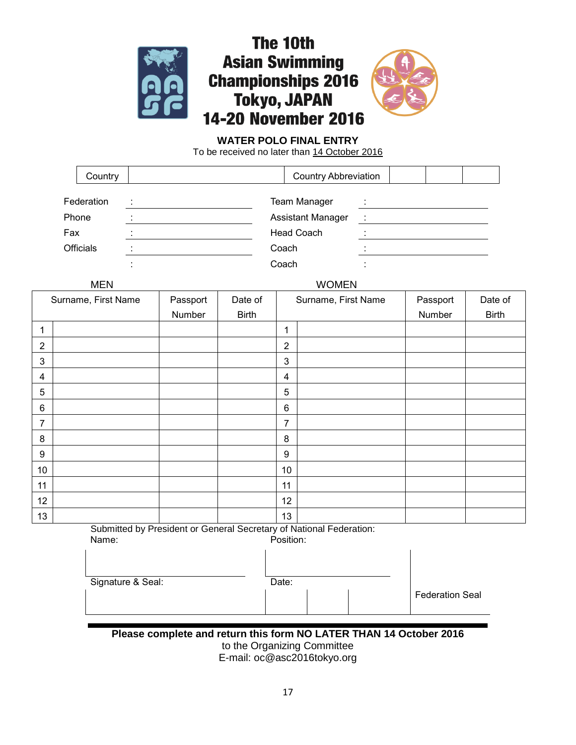# The 10th Asian Swimming Championships 2016 Tokyo, JAPAN 14-20 November 2016

## WATER POLO FINAL ENTRY

To be received no later than 14 October 2016

| Country | | Country Abbreviation | | | |
|---|---|---|---|---|---|

Federation : ____________________  Team Manager : ____________________

Phone : ____________________  Assistant Manager : ____________________

Fax : ____________________  Head Coach : ____________________

Officials : ____________________  Coach : ____________________

: ____________________  Coach : ____________________

| MEN | | | | WOMEN | | | |
|---|---|---|---|---|---|---|---|
| | Surname, First Name | Passport Number | Date of Birth | | Surname, First Name | Passport Number | Date of Birth |
| 1 | | | | 1 | | | |
| 2 | | | | 2 | | | |
| 3 | | | | 3 | | | |
| 4 | | | | 4 | | | |
| 5 | | | | 5 | | | |
| 6 | | | | 6 | | | |
| 7 | | | | 7 | | | |
| 8 | | | | 8 | | | |
| 9 | | | | 9 | | | |
| 10 | | | | 10 | | | |
| 11 | | | | 11 | | | |
| 12 | | | | 12 | | | |
| 13 | | | | 13 | | | |

Submitted by President or General Secretary of National Federation:

Name: ____________________  Position: ____________________

Signature & Seal: ____________________  Date: ____________________

Federation Seal

**Please complete and return this form NO LATER THAN 14 October 2016**

to the Organizing Committee

E-mail: oc@asc2016tokyo.org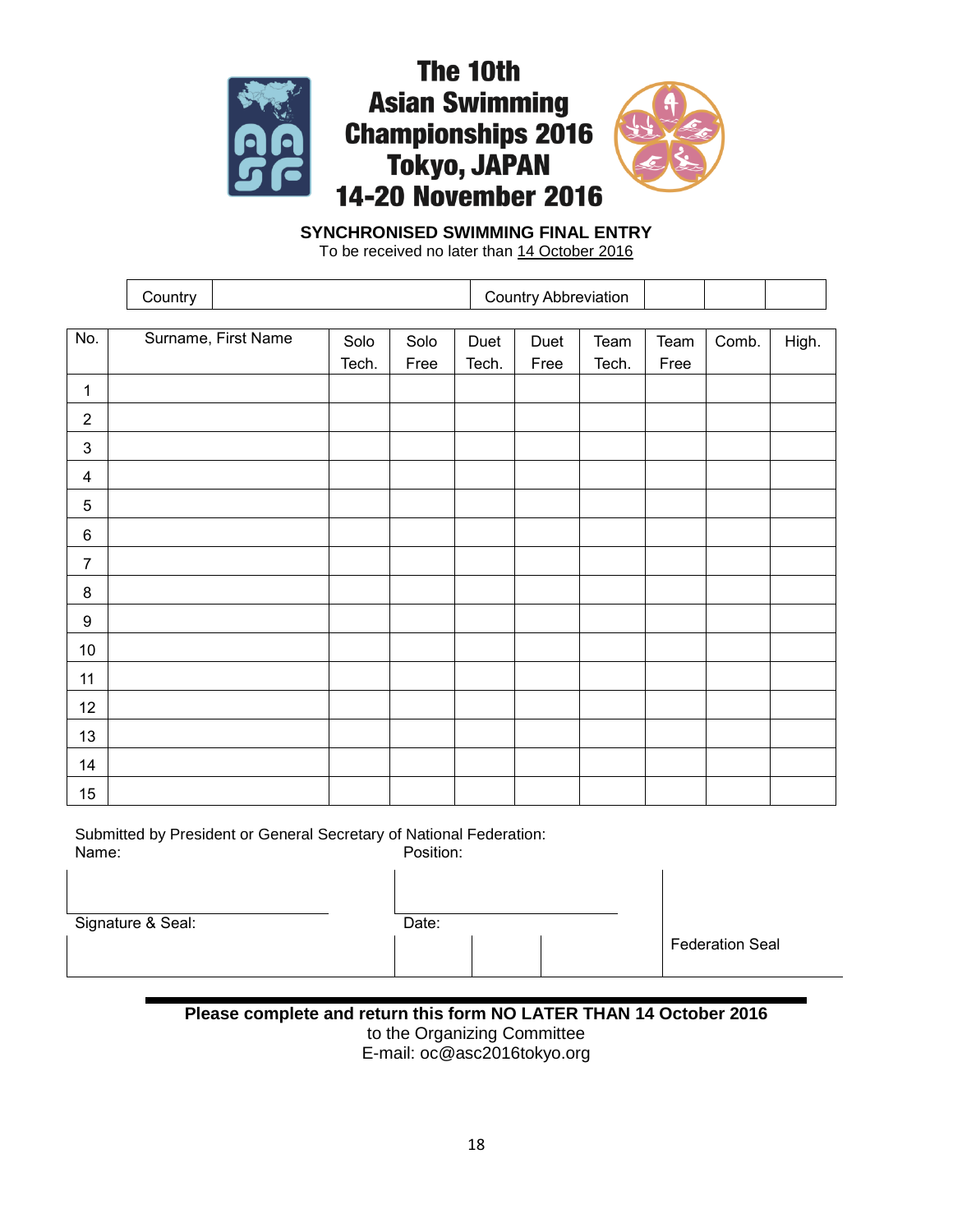# The 10th Asian Swimming Championships 2016 Tokyo, JAPAN 14-20 November 2016

**SYNCHRONISED SWIMMING FINAL ENTRY**

To be received no later than 14 October 2016

| Country | | Country Abbreviation | | | |
|---|---|---|---|---|---|

| No. | Surname, First Name | Solo Tech. | Solo Free | Duet Tech. | Duet Free | Team Tech. | Team Free | Comb. | High. |
|---|---|---|---|---|---|---|---|---|---|
| 1 | | | | | | | | | |
| 2 | | | | | | | | | |
| 3 | | | | | | | | | |
| 4 | | | | | | | | | |
| 5 | | | | | | | | | |
| 6 | | | | | | | | | |
| 7 | | | | | | | | | |
| 8 | | | | | | | | | |
| 9 | | | | | | | | | |
| 10 | | | | | | | | | |
| 11 | | | | | | | | | |
| 12 | | | | | | | | | |
| 13 | | | | | | | | | |
| 14 | | | | | | | | | |
| 15 | | | | | | | | | |

Submitted by President or General Secretary of National Federation:

Name: Position:

Signature & Seal: Date:

Federation Seal

**Please complete and return this form NO LATER THAN 14 October 2016**

to the Organizing Committee

E-mail: oc@asc2016tokyo.org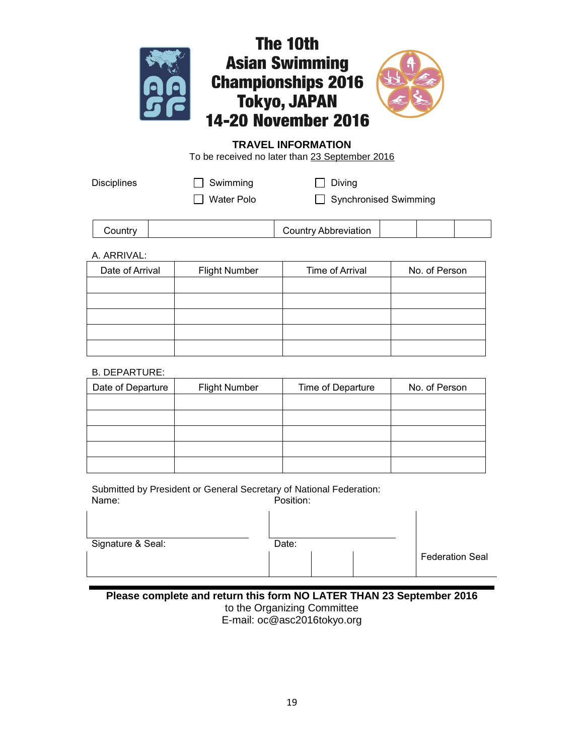# The 10th Asian Swimming Championships 2016 Tokyo, JAPAN 14-20 November 2016

## TRAVEL INFORMATION

To be received no later than 23 September 2016

Disciplines

☐ Swimming ☐ Diving

☐ Water Polo ☐ Synchronised Swimming

| Country | | Country Abbreviation | | | |
|---|---|---|---|---|---|

A. ARRIVAL:

| Date of Arrival | Flight Number | Time of Arrival | No. of Person |
|---|---|---|---|
| | | | |
| | | | |
| | | | |
| | | | |
| | | | |

B. DEPARTURE:

| Date of Departure | Flight Number | Time of Departure | No. of Person |
|---|---|---|---|
| | | | |
| | | | |
| | | | |
| | | | |
| | | | |

Submitted by President or General Secretary of National Federation:

| Name: | Position: | |
|---|---|---|
| | | |
| Signature & Seal: | Date: | Federation Seal |
| | | |

**Please complete and return this form NO LATER THAN 23 September 2016**

to the Organizing Committee

E-mail: oc@asc2016tokyo.org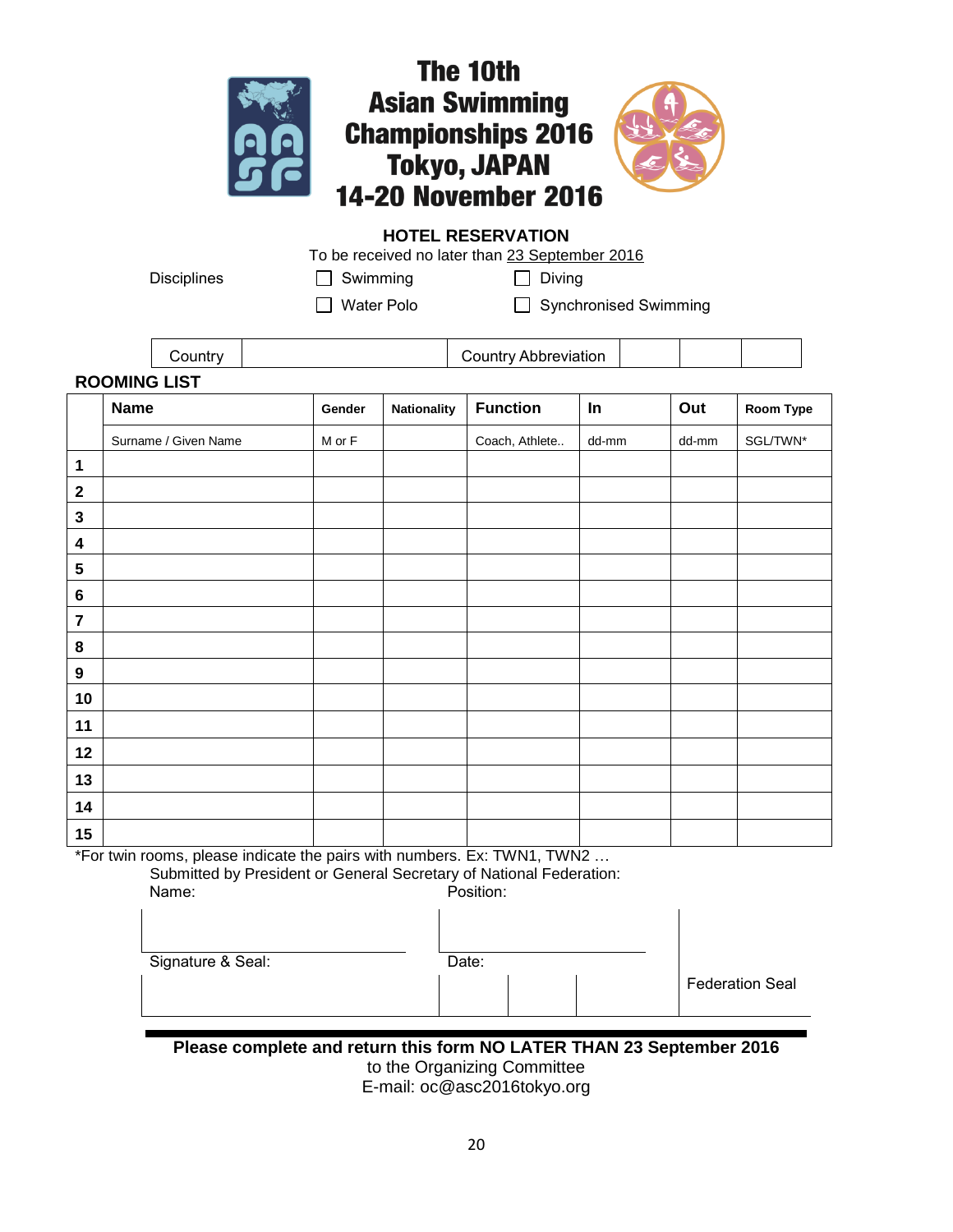# The 10th Asian Swimming Championships 2016 Tokyo, JAPAN 14-20 November 2016

## HOTEL RESERVATION

To be received no later than 23 September 2016

Disciplines

- ☐ Swimming
- ☐ Diving
- ☐ Water Polo
- ☐ Synchronised Swimming

| Country | | Country Abbreviation | | | |
|---|---|---|---|---|---|

### ROOMING LIST

| | Name | Gender | Nationality | Function | In | Out | Room Type |
|---|---|---|---|---|---|---|---|
| | Surname / Given Name | M or F | | Coach, Athlete.. | dd-mm | dd-mm | SGL/TWN* |
| **1** | | | | | | | |
| **2** | | | | | | | |
| **3** | | | | | | | |
| **4** | | | | | | | |
| **5** | | | | | | | |
| **6** | | | | | | | |
| **7** | | | | | | | |
| **8** | | | | | | | |
| **9** | | | | | | | |
| **10** | | | | | | | |
| **11** | | | | | | | |
| **12** | | | | | | | |
| **13** | | | | | | | |
| **14** | | | | | | | |
| **15** | | | | | | | |

*For twin rooms, please indicate the pairs with numbers. Ex: TWN1, TWN2 …

Submitted by President or General Secretary of National Federation:

Name: Position:

Signature & Seal: Date: Federation Seal

**Please complete and return this form NO LATER THAN 23 September 2016**

to the Organizing Committee

E-mail: oc@asc2016tokyo.org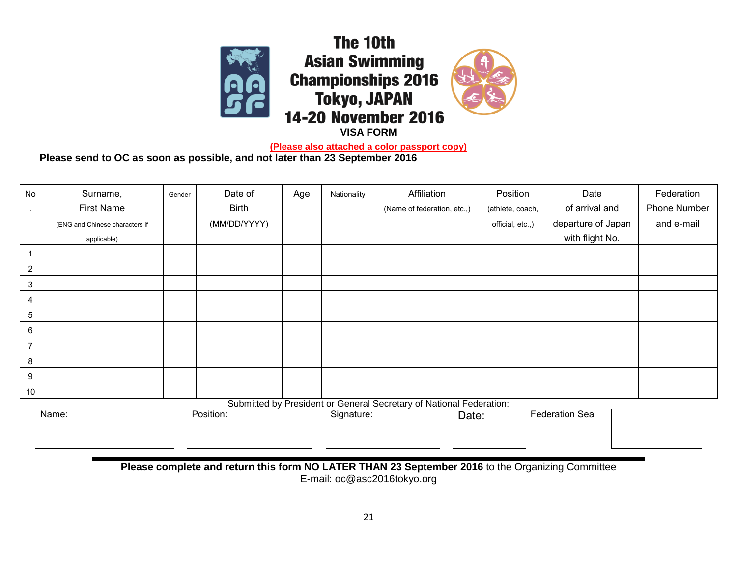# The 10th Asian Swimming Championships 2016 Tokyo, JAPAN 14-20 November 2016

## VISA FORM

**(Please also attached a color passport copy)**

**Please send to OC as soon as possible, and not later than 23 September 2016**

| No. | Surname, First Name (ENG and Chinese characters if applicable) | Gender | Date of Birth (MM/DD/YYYY) | Age | Nationality | Affiliation (Name of federation, etc.,) | Position (athlete, coach, official, etc.,) | Date of arrival and departure of Japan with flight No. | Federation Phone Number and e-mail |
|---|---|---|---|---|---|---|---|---|---|
| 1 | | | | | | | | | |
| 2 | | | | | | | | | |
| 3 | | | | | | | | | |
| 4 | | | | | | | | | |
| 5 | | | | | | | | | |
| 6 | | | | | | | | | |
| 7 | | | | | | | | | |
| 8 | | | | | | | | | |
| 9 | | | | | | | | | |
| 10 | | | | | | | | | |

Submitted by President or General Secretary of National Federation:

Name: \_\_\_\_\_\_\_\_\_\_\_\_\_\_\_\_ Position: \_\_\_\_\_\_\_\_\_\_\_\_\_\_\_\_ Signature: \_\_\_\_\_\_\_\_\_\_\_\_\_\_\_\_ Date: \_\_\_\_\_\_\_\_\_\_ Federation Seal

**Please complete and return this form NO LATER THAN 23 September 2016** to the Organizing Committee
E-mail: oc@asc2016tokyo.org